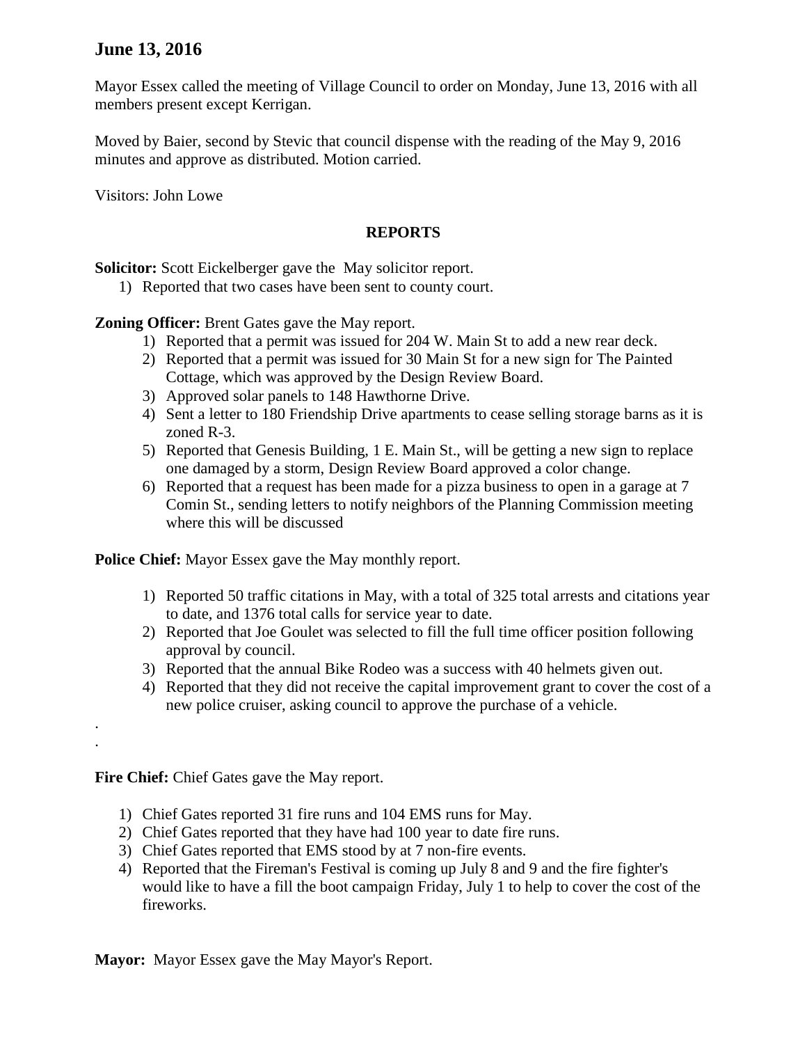## June 13, 2016

Mayor Essex called the meeting of Village Council to order on Monday, June 13, 2016 with all members present except Kerrigan.

Moved by Baier, second by Stevic that council dispense with the reading of the May 9, 2016 minutes and approve as distributed. Motion carried.

Visitors: John Lowe

### REPORTS

**Solicitor:** Scott Eickelberger gave the May solicitor report.

1) Reported that two cases have been sent to county court.

**Zoning Officer:** Brent Gates gave the May report.

1) Reported that a permit was issued for 204 W. Main St to add a new rear deck.
2) Reported that a permit was issued for 30 Main St for a new sign for The Painted Cottage, which was approved by the Design Review Board.
3) Approved solar panels to 148 Hawthorne Drive.
4) Sent a letter to 180 Friendship Drive apartments to cease selling storage barns as it is zoned R-3.
5) Reported that Genesis Building, 1 E. Main St., will be getting a new sign to replace one damaged by a storm, Design Review Board approved a color change.
6) Reported that a request has been made for a pizza business to open in a garage at 7 Comin St., sending letters to notify neighbors of the Planning Commission meeting where this will be discussed

**Police Chief:** Mayor Essex gave the May monthly report.

1) Reported 50 traffic citations in May, with a total of 325 total arrests and citations year to date, and 1376 total calls for service year to date.
2) Reported that Joe Goulet was selected to fill the full time officer position following approval by council.
3) Reported that the annual Bike Rodeo was a success with 40 helmets given out.
4) Reported that they did not receive the capital improvement grant to cover the cost of a new police cruiser, asking council to approve the purchase of a vehicle.

.
.

**Fire Chief:** Chief Gates gave the May report.

1) Chief Gates reported 31 fire runs and 104 EMS runs for May.
2) Chief Gates reported that they have had 100 year to date fire runs.
3) Chief Gates reported that EMS stood by at 7 non-fire events.
4) Reported that the Fireman's Festival is coming up July 8 and 9 and the fire fighter's would like to have a fill the boot campaign Friday, July 1 to help to cover the cost of the fireworks.

**Mayor:** Mayor Essex gave the May Mayor's Report.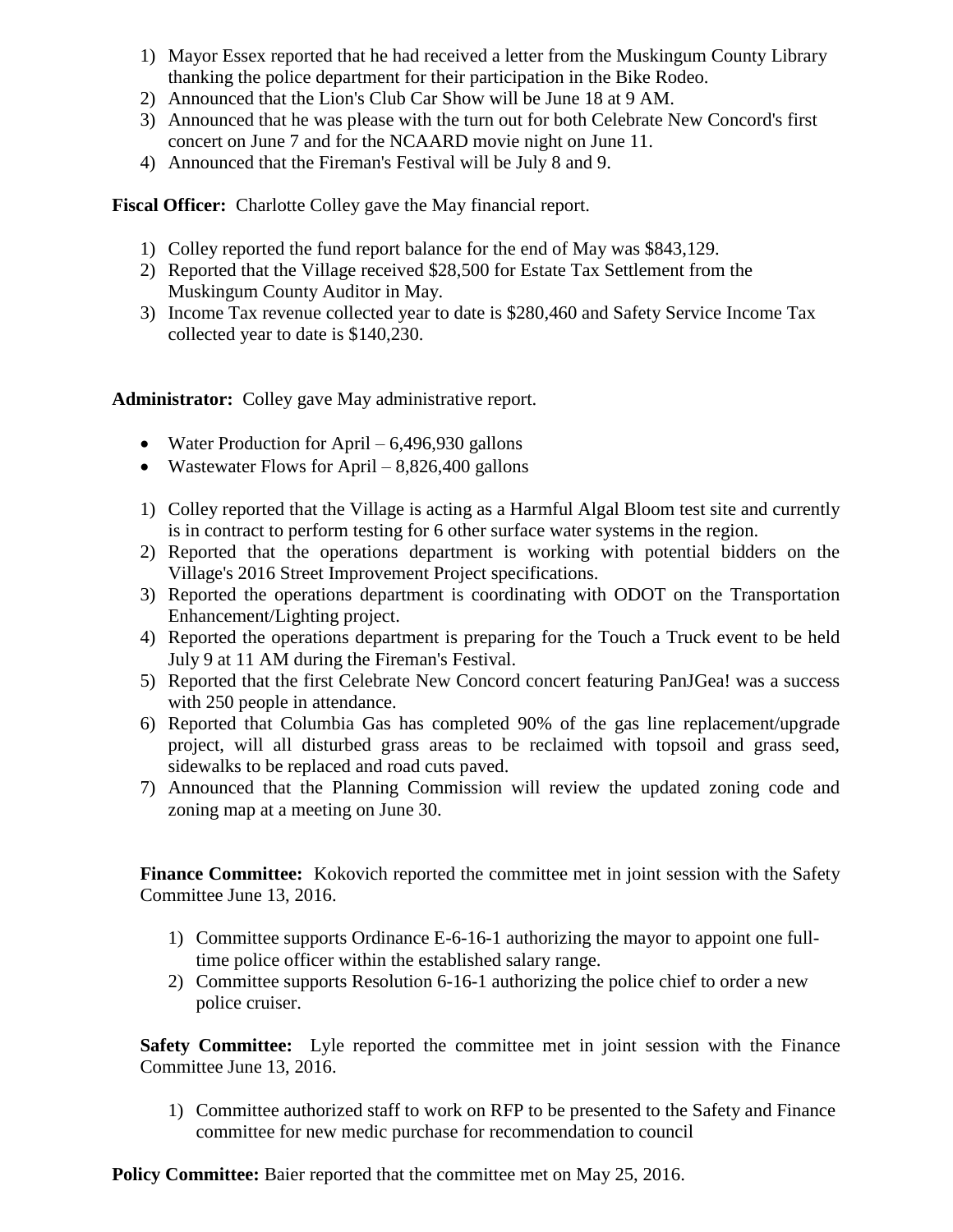1) Mayor Essex reported that he had received a letter from the Muskingum County Library thanking the police department for their participation in the Bike Rodeo.
2) Announced that the Lion's Club Car Show will be June 18 at 9 AM.
3) Announced that he was please with the turn out for both Celebrate New Concord's first concert on June 7 and for the NCAARD movie night on June 11.
4) Announced that the Fireman's Festival will be July 8 and 9.

**Fiscal Officer:** Charlotte Colley gave the May financial report.

1) Colley reported the fund report balance for the end of May was $843,129.
2) Reported that the Village received $28,500 for Estate Tax Settlement from the Muskingum County Auditor in May.
3) Income Tax revenue collected year to date is $280,460 and Safety Service Income Tax collected year to date is $140,230.

**Administrator:** Colley gave May administrative report.

- Water Production for April – 6,496,930 gallons
- Wastewater Flows for April – 8,826,400 gallons

1) Colley reported that the Village is acting as a Harmful Algal Bloom test site and currently is in contract to perform testing for 6 other surface water systems in the region.
2) Reported that the operations department is working with potential bidders on the Village's 2016 Street Improvement Project specifications.
3) Reported the operations department is coordinating with ODOT on the Transportation Enhancement/Lighting project.
4) Reported the operations department is preparing for the Touch a Truck event to be held July 9 at 11 AM during the Fireman's Festival.
5) Reported that the first Celebrate New Concord concert featuring PanJGea! was a success with 250 people in attendance.
6) Reported that Columbia Gas has completed 90% of the gas line replacement/upgrade project, will all disturbed grass areas to be reclaimed with topsoil and grass seed, sidewalks to be replaced and road cuts paved.
7) Announced that the Planning Commission will review the updated zoning code and zoning map at a meeting on June 30.

**Finance Committee:** Kokovich reported the committee met in joint session with the Safety Committee June 13, 2016.

1) Committee supports Ordinance E-6-16-1 authorizing the mayor to appoint one full-time police officer within the established salary range.
2) Committee supports Resolution 6-16-1 authorizing the police chief to order a new police cruiser.

**Safety Committee:** Lyle reported the committee met in joint session with the Finance Committee June 13, 2016.

1) Committee authorized staff to work on RFP to be presented to the Safety and Finance committee for new medic purchase for recommendation to council

**Policy Committee:** Baier reported that the committee met on May 25, 2016.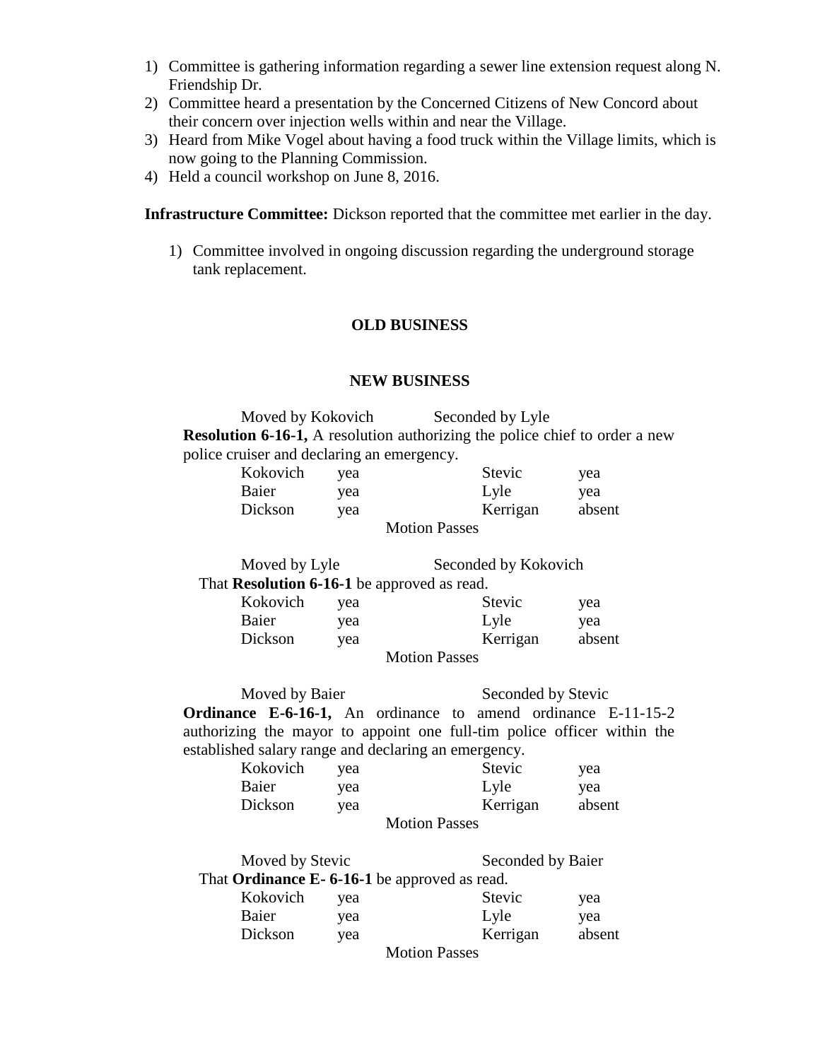1) Committee is gathering information regarding a sewer line extension request along N. Friendship Dr.
2) Committee heard a presentation by the Concerned Citizens of New Concord about their concern over injection wells within and near the Village.
3) Heard from Mike Vogel about having a food truck within the Village limits, which is now going to the Planning Commission.
4) Held a council workshop on June 8, 2016.

**Infrastructure Committee:** Dickson reported that the committee met earlier in the day.

1) Committee involved in ongoing discussion regarding the underground storage tank replacement.

## OLD BUSINESS

## NEW BUSINESS

Moved by Kokovich Seconded by Lyle

**Resolution 6-16-1,** A resolution authorizing the police chief to order a new police cruiser and declaring an emergency.

| | | | |
|---|---|---|---|
| Kokovich | yea | Stevic | yea |
| Baier | yea | Lyle | yea |
| Dickson | yea | Kerrigan | absent |

Motion Passes

Moved by Lyle Seconded by Kokovich

That **Resolution 6-16-1** be approved as read.

| | | | |
|---|---|---|---|
| Kokovich | yea | Stevic | yea |
| Baier | yea | Lyle | yea |
| Dickson | yea | Kerrigan | absent |

Motion Passes

Moved by Baier Seconded by Stevic

**Ordinance E-6-16-1,** An ordinance to amend ordinance E-11-15-2 authorizing the mayor to appoint one full-tim police officer within the established salary range and declaring an emergency.

| | | | |
|---|---|---|---|
| Kokovich | yea | Stevic | yea |
| Baier | yea | Lyle | yea |
| Dickson | yea | Kerrigan | absent |

Motion Passes

Moved by Stevic Seconded by Baier

That **Ordinance E- 6-16-1** be approved as read.

| | | | |
|---|---|---|---|
| Kokovich | yea | Stevic | yea |
| Baier | yea | Lyle | yea |
| Dickson | yea | Kerrigan | absent |

Motion Passes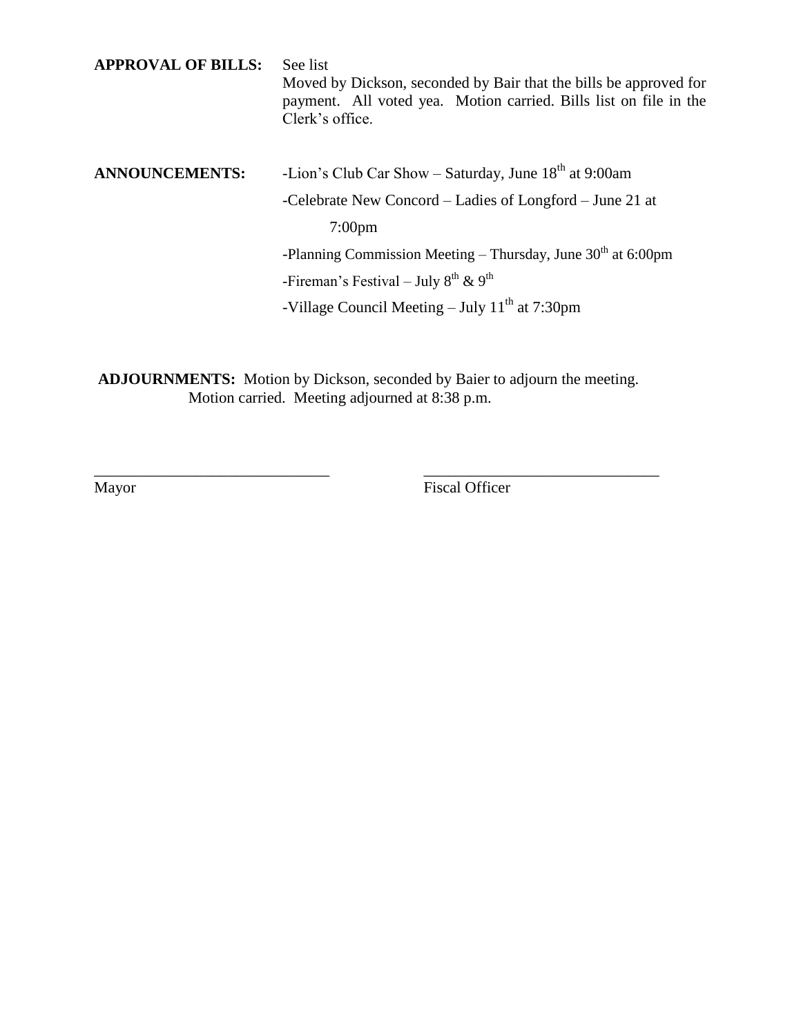**APPROVAL OF BILLS:** See list
Moved by Dickson, seconded by Bair that the bills be approved for payment. All voted yea. Motion carried. Bills list on file in the Clerk's office.

**ANNOUNCEMENTS:**
- -Lion's Club Car Show – Saturday, June 18th at 9:00am
- -Celebrate New Concord – Ladies of Longford – June 21 at 7:00pm
- -Planning Commission Meeting – Thursday, June 30th at 6:00pm
- -Fireman's Festival – July 8th & 9th
- -Village Council Meeting – July 11th at 7:30pm

**ADJOURNMENTS:** Motion by Dickson, seconded by Baier to adjourn the meeting. Motion carried. Meeting adjourned at 8:38 p.m.

______________________________ Mayor

______________________________ Fiscal Officer